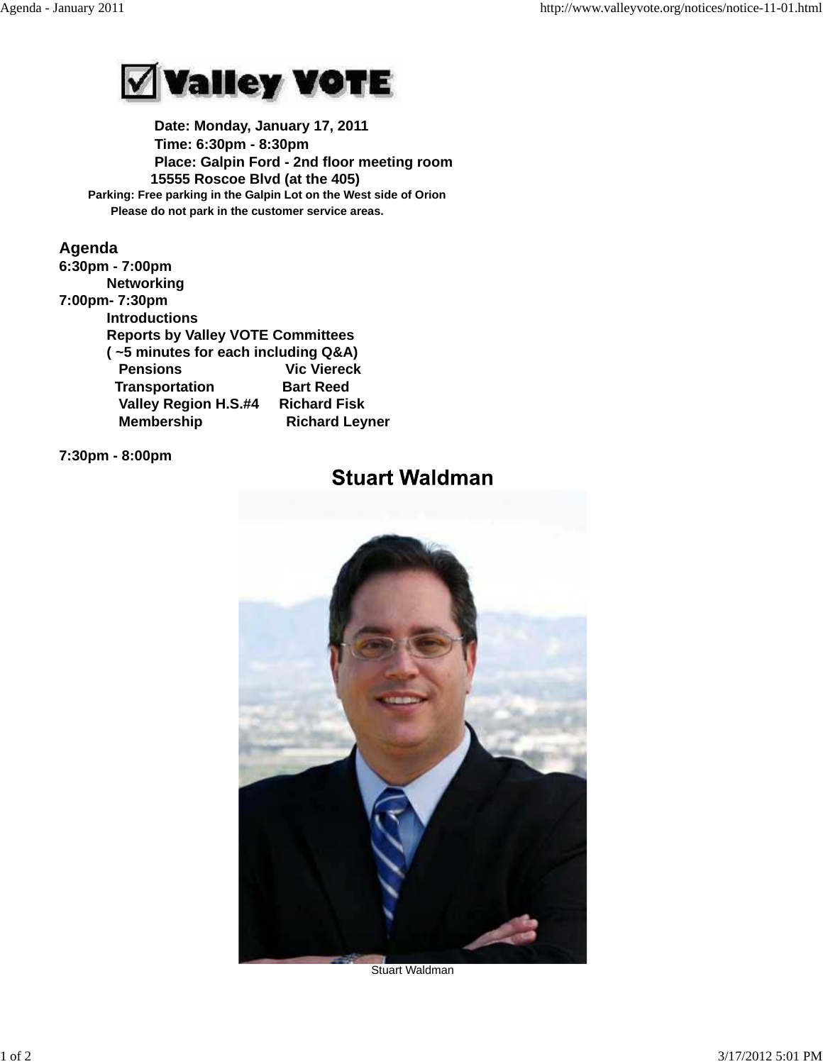# ☑ Valley VOTE

**Date: Monday, January 17, 2011**
**Time: 6:30pm - 8:30pm**
**Place: Galpin Ford - 2nd floor meeting room**
**15555 Roscoe Blvd (at the 405)**
**Parking: Free parking in the Galpin Lot on the West side of Orion**
**Please do not park in the customer service areas.**

## Agenda

**6:30pm - 7:00pm**

**Networking**

**7:00pm- 7:30pm**

**Introductions**

**Reports by Valley VOTE Committees**
**( ~5 minutes for each including Q&A)**

| | |
|---|---|
| **Pensions** | **Vic Viereck** |
| **Transportation** | **Bart Reed** |
| **Valley Region H.S.#4** | **Richard Fisk** |
| **Membership** | **Richard Leyner** |

**7:30pm - 8:00pm**

## Stuart Waldman

Stuart Waldman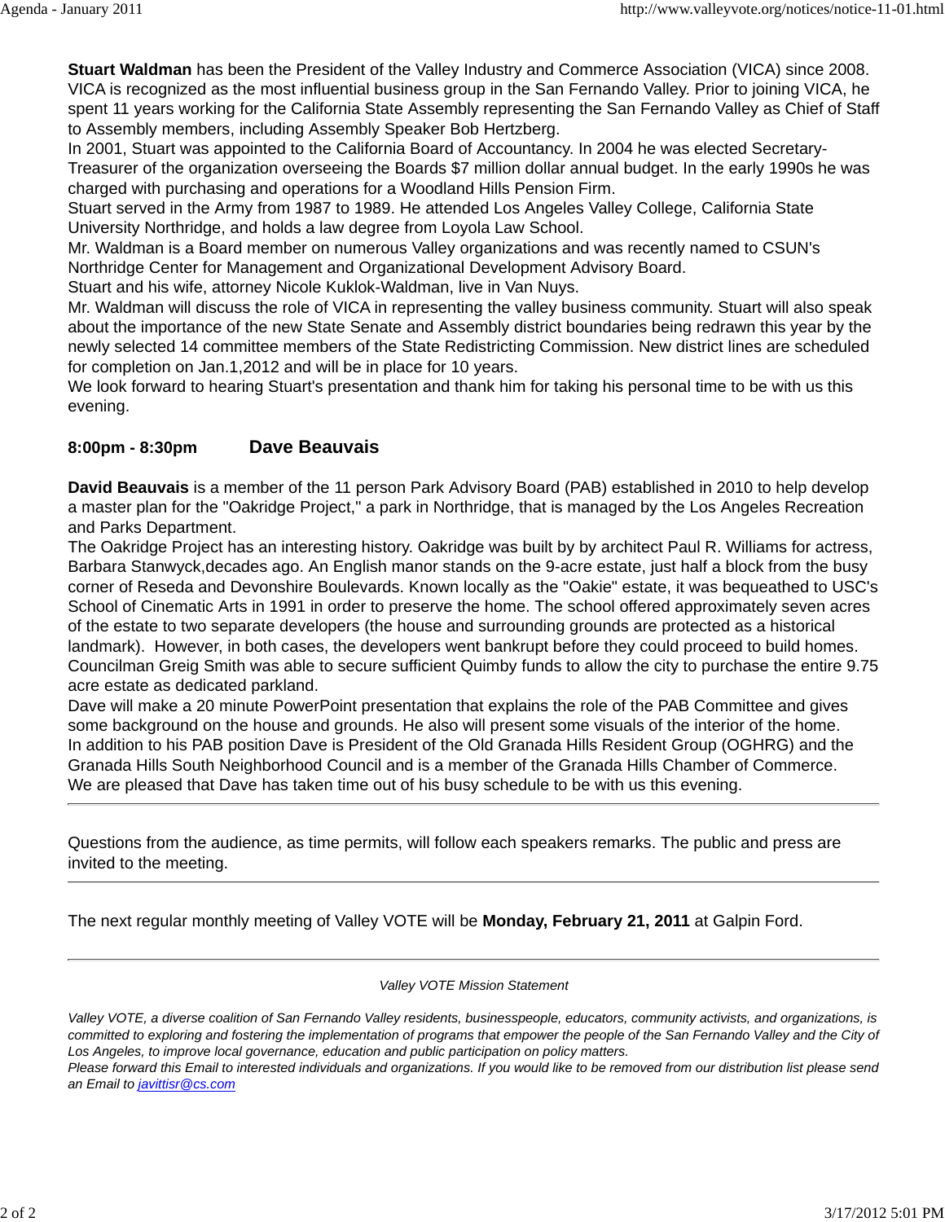**Stuart Waldman** has been the President of the Valley Industry and Commerce Association (VICA) since 2008. VICA is recognized as the most influential business group in the San Fernando Valley. Prior to joining VICA, he spent 11 years working for the California State Assembly representing the San Fernando Valley as Chief of Staff to Assembly members, including Assembly Speaker Bob Hertzberg.
In 2001, Stuart was appointed to the California Board of Accountancy. In 2004 he was elected Secretary-Treasurer of the organization overseeing the Boards $7 million dollar annual budget. In the early 1990s he was charged with purchasing and operations for a Woodland Hills Pension Firm.
Stuart served in the Army from 1987 to 1989. He attended Los Angeles Valley College, California State University Northridge, and holds a law degree from Loyola Law School.
Mr. Waldman is a Board member on numerous Valley organizations and was recently named to CSUN's Northridge Center for Management and Organizational Development Advisory Board.
Stuart and his wife, attorney Nicole Kuklok-Waldman, live in Van Nuys.
Mr. Waldman will discuss the role of VICA in representing the valley business community. Stuart will also speak about the importance of the new State Senate and Assembly district boundaries being redrawn this year by the newly selected 14 committee members of the State Redistricting Commission. New district lines are scheduled for completion on Jan.1,2012 and will be in place for 10 years.
We look forward to hearing Stuart's presentation and thank him for taking his personal time to be with us this evening.

**8:00pm - 8:30pm** **Dave Beauvais**

**David Beauvais** is a member of the 11 person Park Advisory Board (PAB) established in 2010 to help develop a master plan for the "Oakridge Project," a park in Northridge, that is managed by the Los Angeles Recreation and Parks Department.
The Oakridge Project has an interesting history. Oakridge was built by by architect Paul R. Williams for actress, Barbara Stanwyck,decades ago. An English manor stands on the 9-acre estate, just half a block from the busy corner of Reseda and Devonshire Boulevards. Known locally as the "Oakie" estate, it was bequeathed to USC's School of Cinematic Arts in 1991 in order to preserve the home. The school offered approximately seven acres of the estate to two separate developers (the house and surrounding grounds are protected as a historical landmark). However, in both cases, the developers went bankrupt before they could proceed to build homes. Councilman Greig Smith was able to secure sufficient Quimby funds to allow the city to purchase the entire 9.75 acre estate as dedicated parkland.
Dave will make a 20 minute PowerPoint presentation that explains the role of the PAB Committee and gives some background on the house and grounds. He also will present some visuals of the interior of the home.
In addition to his PAB position Dave is President of the Old Granada Hills Resident Group (OGHRG) and the Granada Hills South Neighborhood Council and is a member of the Granada Hills Chamber of Commerce.
We are pleased that Dave has taken time out of his busy schedule to be with us this evening.

---

Questions from the audience, as time permits, will follow each speakers remarks. The public and press are invited to the meeting.

---

The next regular monthly meeting of Valley VOTE will be **Monday, February 21, 2011** at Galpin Ford.

---

*Valley VOTE Mission Statement*

*Valley VOTE, a diverse coalition of San Fernando Valley residents, businesspeople, educators, community activists, and organizations, is committed to exploring and fostering the implementation of programs that empower the people of the San Fernando Valley and the City of Los Angeles, to improve local governance, education and public participation on policy matters.*
*Please forward this Email to interested individuals and organizations. If you would like to be removed from our distribution list please send an Email to javittisr@cs.com*